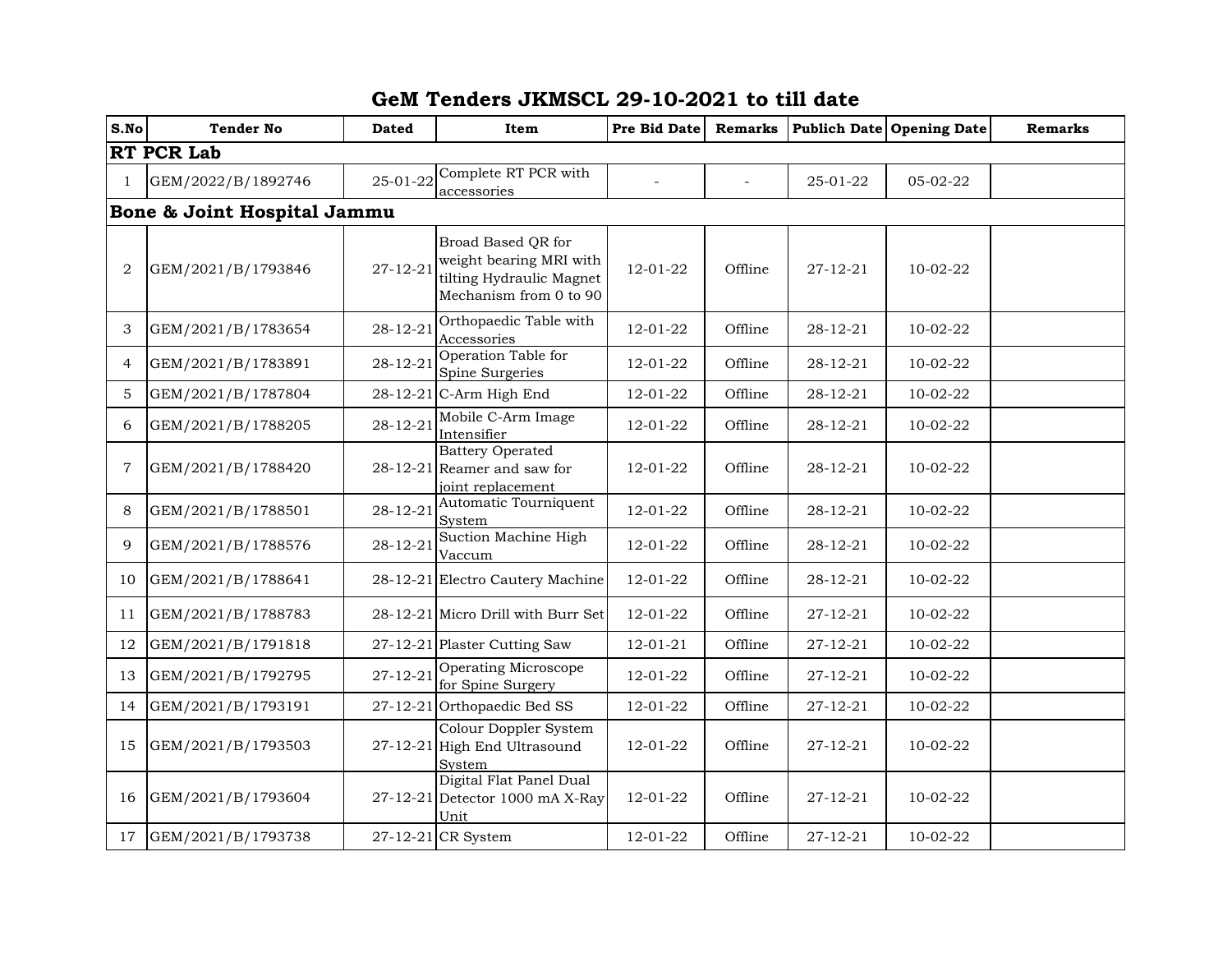# GeM Tenders JKMSCL 29-10-2021 to till date

| S.No | Tender No | Dated | Item | Pre Bid Date | Remarks | Publich Date | Opening Date | Remarks |
|---|---|---|---|---|---|---|---|---|
| **RT PCR Lab** | | | | | | | | |
| 1 | GEM/2022/B/1892746 | 25-01-22 | Complete RT PCR with accessories | - | - | 25-01-22 | 05-02-22 | |
| **Bone & Joint Hospital Jammu** | | | | | | | | |
| 2 | GEM/2021/B/1793846 | 27-12-21 | Broad Based QR for weight bearing MRI with tilting Hydraulic Magnet Mechanism from 0 to 90 | 12-01-22 | Offline | 27-12-21 | 10-02-22 | |
| 3 | GEM/2021/B/1783654 | 28-12-21 | Orthopaedic Table with Accessories | 12-01-22 | Offline | 28-12-21 | 10-02-22 | |
| 4 | GEM/2021/B/1783891 | 28-12-21 | Operation Table for Spine Surgeries | 12-01-22 | Offline | 28-12-21 | 10-02-22 | |
| 5 | GEM/2021/B/1787804 | 28-12-21 | C-Arm High End | 12-01-22 | Offline | 28-12-21 | 10-02-22 | |
| 6 | GEM/2021/B/1788205 | 28-12-21 | Mobile C-Arm Image Intensifier | 12-01-22 | Offline | 28-12-21 | 10-02-22 | |
| 7 | GEM/2021/B/1788420 | 28-12-21 | Battery Operated Reamer and saw for joint replacement | 12-01-22 | Offline | 28-12-21 | 10-02-22 | |
| 8 | GEM/2021/B/1788501 | 28-12-21 | Automatic Tourniquent System | 12-01-22 | Offline | 28-12-21 | 10-02-22 | |
| 9 | GEM/2021/B/1788576 | 28-12-21 | Suction Machine High Vaccum | 12-01-22 | Offline | 28-12-21 | 10-02-22 | |
| 10 | GEM/2021/B/1788641 | 28-12-21 | Electro Cautery Machine | 12-01-22 | Offline | 28-12-21 | 10-02-22 | |
| 11 | GEM/2021/B/1788783 | 28-12-21 | Micro Drill with Burr Set | 12-01-22 | Offline | 27-12-21 | 10-02-22 | |
| 12 | GEM/2021/B/1791818 | 27-12-21 | Plaster Cutting Saw | 12-01-21 | Offline | 27-12-21 | 10-02-22 | |
| 13 | GEM/2021/B/1792795 | 27-12-21 | Operating Microscope for Spine Surgery | 12-01-22 | Offline | 27-12-21 | 10-02-22 | |
| 14 | GEM/2021/B/1793191 | 27-12-21 | Orthopaedic Bed SS | 12-01-22 | Offline | 27-12-21 | 10-02-22 | |
| 15 | GEM/2021/B/1793503 | 27-12-21 | Colour Doppler System High End Ultrasound System | 12-01-22 | Offline | 27-12-21 | 10-02-22 | |
| 16 | GEM/2021/B/1793604 | 27-12-21 | Digital Flat Panel Dual Detector 1000 mA X-Ray Unit | 12-01-22 | Offline | 27-12-21 | 10-02-22 | |
| 17 | GEM/2021/B/1793738 | 27-12-21 | CR System | 12-01-22 | Offline | 27-12-21 | 10-02-22 | |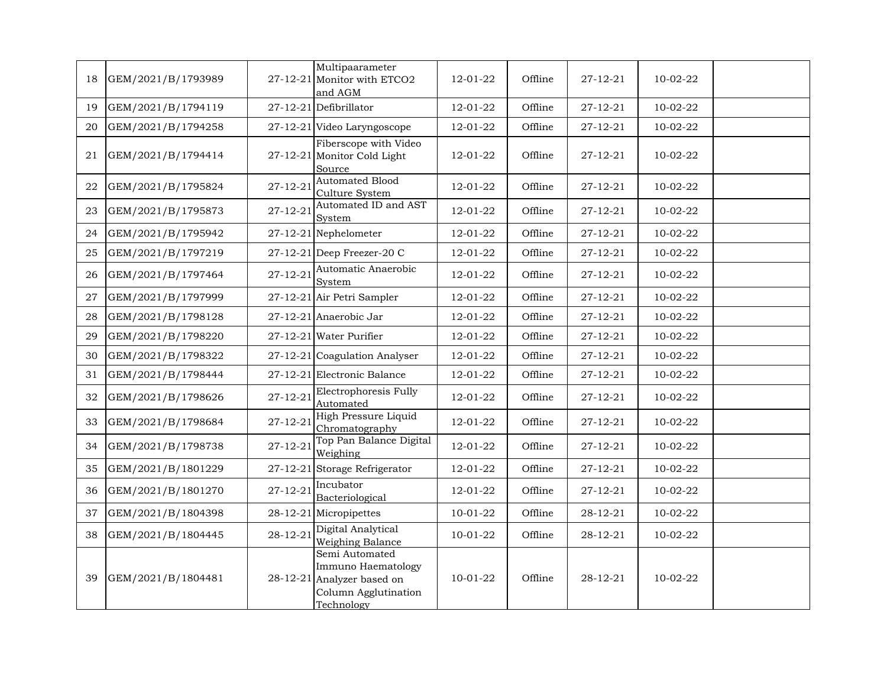| 18 | GEM/2021/B/1793989 | 27-12-21 | Multipaarameter Monitor with ETCO2 and AGM | 12-01-22 | Offline | 27-12-21 | 10-02-22 | |
|---|---|---|---|---|---|---|---|---|
| 19 | GEM/2021/B/1794119 | 27-12-21 | Defibrillator | 12-01-22 | Offline | 27-12-21 | 10-02-22 | |
| 20 | GEM/2021/B/1794258 | 27-12-21 | Video Laryngoscope | 12-01-22 | Offline | 27-12-21 | 10-02-22 | |
| 21 | GEM/2021/B/1794414 | 27-12-21 | Fiberscope with Video Monitor Cold Light Source | 12-01-22 | Offline | 27-12-21 | 10-02-22 | |
| 22 | GEM/2021/B/1795824 | 27-12-21 | Automated Blood Culture System | 12-01-22 | Offline | 27-12-21 | 10-02-22 | |
| 23 | GEM/2021/B/1795873 | 27-12-21 | Automated ID and AST System | 12-01-22 | Offline | 27-12-21 | 10-02-22 | |
| 24 | GEM/2021/B/1795942 | 27-12-21 | Nephelometer | 12-01-22 | Offline | 27-12-21 | 10-02-22 | |
| 25 | GEM/2021/B/1797219 | 27-12-21 | Deep Freezer-20 C | 12-01-22 | Offline | 27-12-21 | 10-02-22 | |
| 26 | GEM/2021/B/1797464 | 27-12-21 | Automatic Anaerobic System | 12-01-22 | Offline | 27-12-21 | 10-02-22 | |
| 27 | GEM/2021/B/1797999 | 27-12-21 | Air Petri Sampler | 12-01-22 | Offline | 27-12-21 | 10-02-22 | |
| 28 | GEM/2021/B/1798128 | 27-12-21 | Anaerobic Jar | 12-01-22 | Offline | 27-12-21 | 10-02-22 | |
| 29 | GEM/2021/B/1798220 | 27-12-21 | Water Purifier | 12-01-22 | Offline | 27-12-21 | 10-02-22 | |
| 30 | GEM/2021/B/1798322 | 27-12-21 | Coagulation Analyser | 12-01-22 | Offline | 27-12-21 | 10-02-22 | |
| 31 | GEM/2021/B/1798444 | 27-12-21 | Electronic Balance | 12-01-22 | Offline | 27-12-21 | 10-02-22 | |
| 32 | GEM/2021/B/1798626 | 27-12-21 | Electrophoresis Fully Automated | 12-01-22 | Offline | 27-12-21 | 10-02-22 | |
| 33 | GEM/2021/B/1798684 | 27-12-21 | High Pressure Liquid Chromatography | 12-01-22 | Offline | 27-12-21 | 10-02-22 | |
| 34 | GEM/2021/B/1798738 | 27-12-21 | Top Pan Balance Digital Weighing | 12-01-22 | Offline | 27-12-21 | 10-02-22 | |
| 35 | GEM/2021/B/1801229 | 27-12-21 | Storage Refrigerator | 12-01-22 | Offline | 27-12-21 | 10-02-22 | |
| 36 | GEM/2021/B/1801270 | 27-12-21 | Incubator Bacteriological | 12-01-22 | Offline | 27-12-21 | 10-02-22 | |
| 37 | GEM/2021/B/1804398 | 28-12-21 | Micropipettes | 10-01-22 | Offline | 28-12-21 | 10-02-22 | |
| 38 | GEM/2021/B/1804445 | 28-12-21 | Digital Analytical Weighing Balance | 10-01-22 | Offline | 28-12-21 | 10-02-22 | |
| 39 | GEM/2021/B/1804481 | 28-12-21 | Semi Automated Immuno Haematology Analyzer based on Column Agglutination Technology | 10-01-22 | Offline | 28-12-21 | 10-02-22 | |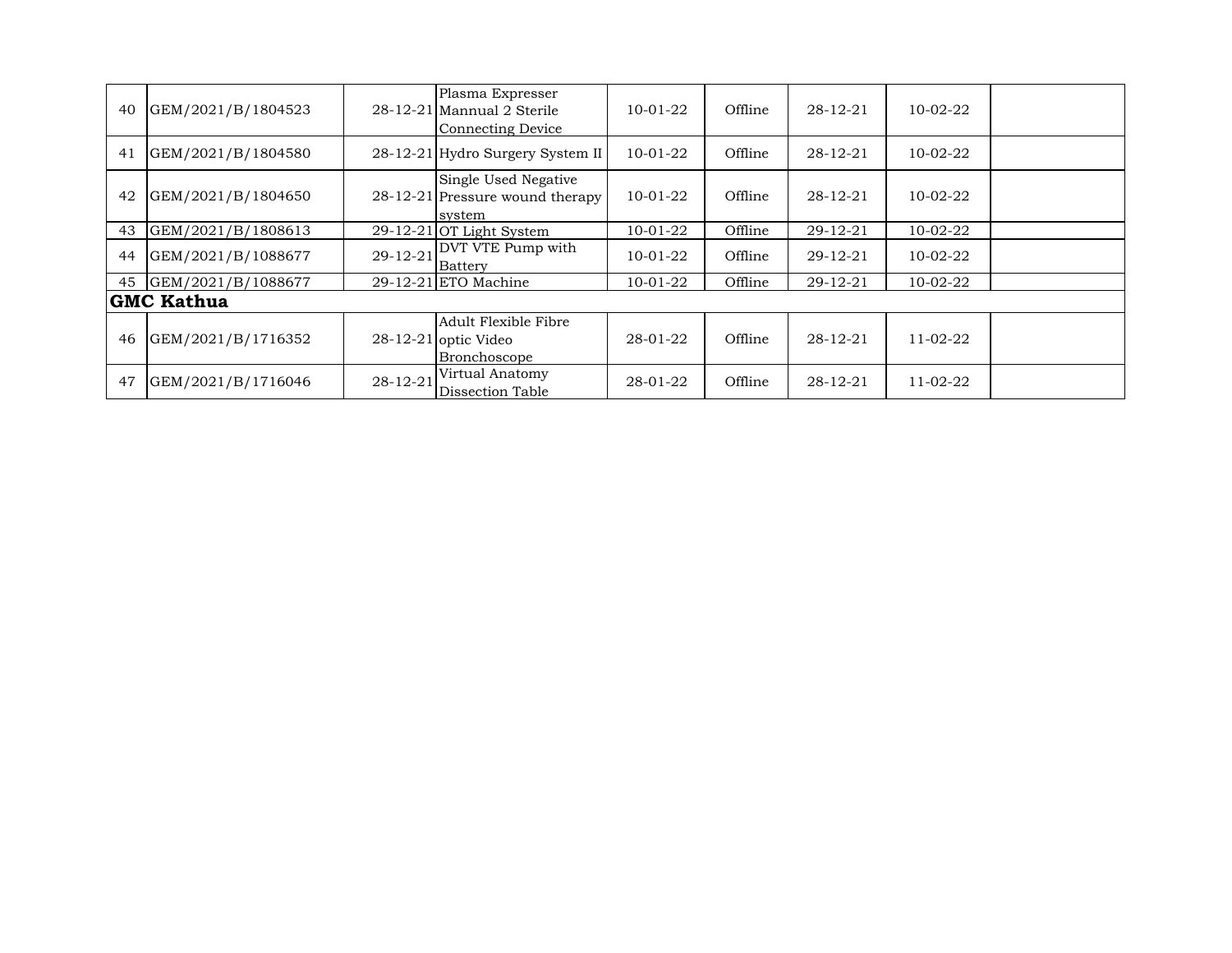| | | | | | | | | |
|---|---|---|---|---|---|---|---|---|
| 40 | GEM/2021/B/1804523 | 28-12-21 | Plasma Expresser Mannual 2 Sterile Connecting Device | 10-01-22 | Offline | 28-12-21 | 10-02-22 | |
| 41 | GEM/2021/B/1804580 | 28-12-21 | Hydro Surgery System II | 10-01-22 | Offline | 28-12-21 | 10-02-22 | |
| 42 | GEM/2021/B/1804650 | 28-12-21 | Single Used Negative Pressure wound therapy system | 10-01-22 | Offline | 28-12-21 | 10-02-22 | |
| 43 | GEM/2021/B/1808613 | 29-12-21 | OT Light System | 10-01-22 | Offline | 29-12-21 | 10-02-22 | |
| 44 | GEM/2021/B/1088677 | 29-12-21 | DVT VTE Pump with Battery | 10-01-22 | Offline | 29-12-21 | 10-02-22 | |
| 45 | GEM/2021/B/1088677 | 29-12-21 | ETO Machine | 10-01-22 | Offline | 29-12-21 | 10-02-22 | |
| **GMC Kathua** | | | | | | | | |
| 46 | GEM/2021/B/1716352 | 28-12-21 | Adult Flexible Fibre optic Video Bronchoscope | 28-01-22 | Offline | 28-12-21 | 11-02-22 | |
| 47 | GEM/2021/B/1716046 | 28-12-21 | Virtual Anatomy Dissection Table | 28-01-22 | Offline | 28-12-21 | 11-02-22 | |